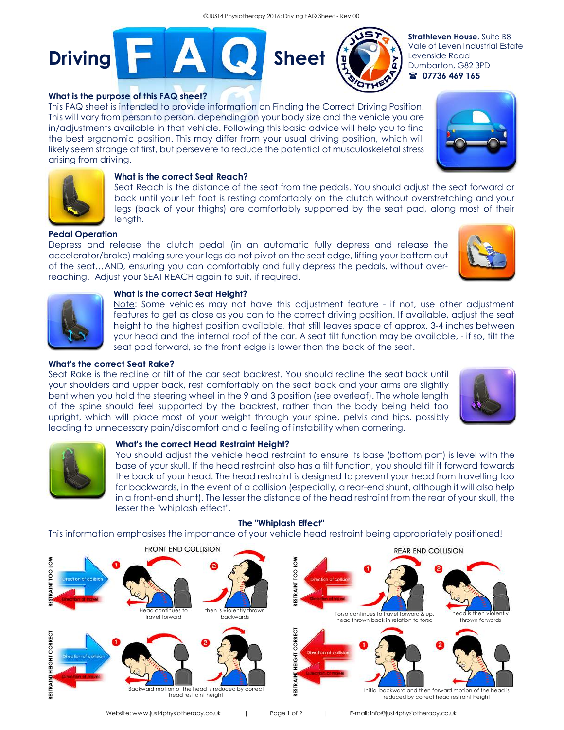# Driving FAQ Sheet

**Strathleven House**, Suite B8
Vale of Leven Industrial Estate
Levenside Road
Dumbarton, G82 3PD
☎ **07736 469 165**

### What is the purpose of this FAQ sheet?

This FAQ sheet is intended to provide information on Finding the Correct Driving Position. This will vary from person to person, depending on your body size and the vehicle you are in/adjustments available in that vehicle. Following this basic advice will help you to find the best ergonomic position. This may differ from your usual driving position, which will likely seem strange at first, but persevere to reduce the potential of musculoskeletal stress arising from driving.

### What is the correct Seat Reach?

Seat Reach is the distance of the seat from the pedals. You should adjust the seat forward or back until your left foot is resting comfortably on the clutch without overstretching and your legs (back of your thighs) are comfortably supported by the seat pad, along most of their length.

### Pedal Operation

Depress and release the clutch pedal (in an automatic fully depress and release the accelerator/brake) making sure your legs do not pivot on the seat edge, lifting your bottom out of the seat…AND, ensuring you can comfortably and fully depress the pedals, without over-reaching. Adjust your SEAT REACH again to suit, if required.

### What is the correct Seat Height?

Note: Some vehicles may not have this adjustment feature - if not, use other adjustment features to get as close as you can to the correct driving position. If available, adjust the seat height to the highest position available, that still leaves space of approx. 3-4 inches between your head and the internal roof of the car. A seat tilt function may be available, - if so, tilt the seat pad forward, so the front edge is lower than the back of the seat.

### What's the correct Seat Rake?

Seat Rake is the recline or tilt of the car seat backrest. You should recline the seat back until your shoulders and upper back, rest comfortably on the seat back and your arms are slightly bent when you hold the steering wheel in the 9 and 3 position (see overleaf). The whole length of the spine should feel supported by the backrest, rather than the body being held too upright, which will place most of your weight through your spine, pelvis and hips, possibly leading to unnecessary pain/discomfort and a feeling of instability when cornering.

### What's the correct Head Restraint Height?

You should adjust the vehicle head restraint to ensure its base (bottom part) is level with the base of your skull. If the head restraint also has a tilt function, you should tilt it forward towards the back of your head. The head restraint is designed to prevent your head from travelling too far backwards, in the event of a collision (especially, a rear-end shunt, although it will also help in a front-end shunt). The lesser the distance of the head restraint from the rear of your skull, the lesser the "whiplash effect".

### The "Whiplash Effect"

This information emphasises the importance of your vehicle head restraint being appropriately positioned!

**FRONT END COLLISION**

RESTRAINT TOO LOW: (1) Head continues to travel forward (2) then is violently thrown backwards

RESTRAINT HEIGHT CORRECT: Backward motion of the head is reduced by correct head restraint height

**REAR END COLLISION**

RESTRAINT TOO LOW: (1) Torso continues to travel forward & up, head thrown back in relation to torso (2) head is then violently thrown forwards

RESTRAINT HEIGHT CORRECT: Initial backward and then forward motion of the head is reduced by correct head restraint height

Website: www.just4physiotherapy.co.uk | E-mail: info@just4physiotherapy.co.uk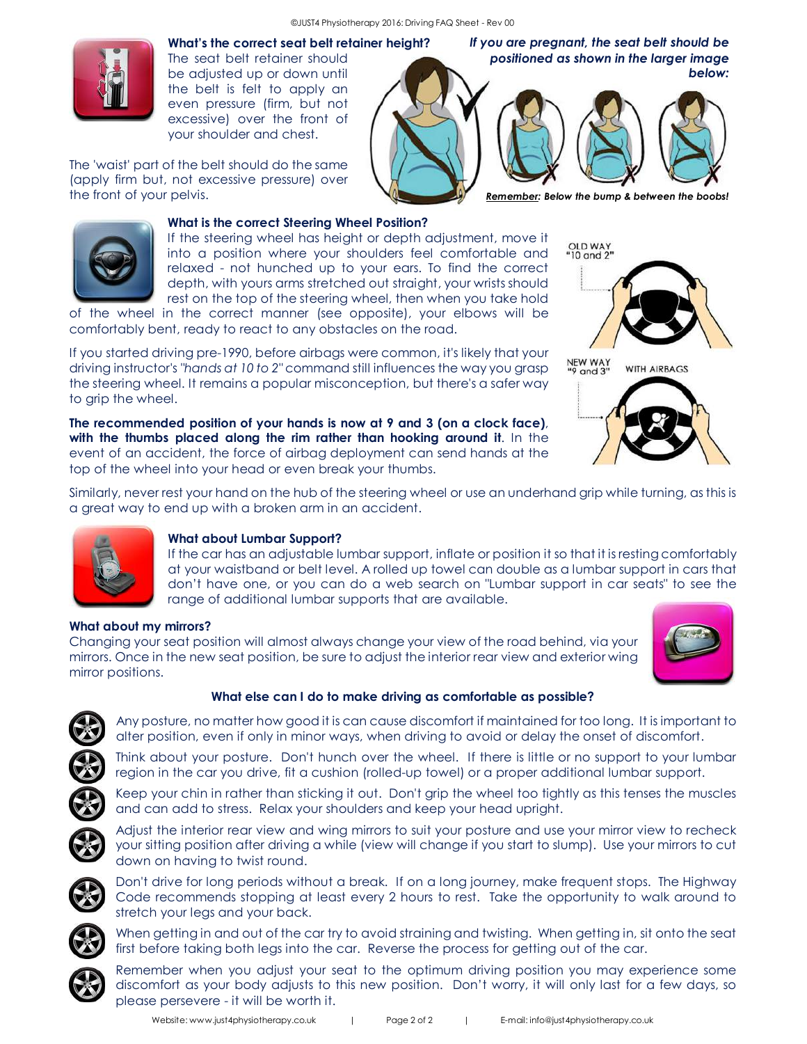### What's the correct seat belt retainer height?

The seat belt retainer should be adjusted up or down until the belt is felt to apply an even pressure (firm, but not excessive) over the front of your shoulder and chest.

The 'waist' part of the belt should do the same (apply firm but, not excessive pressure) over the front of your pelvis.

***If you are pregnant, the seat belt should be positioned as shown in the larger image below:***

***Remember:* Below the bump & between the boobs!**

### What is the correct Steering Wheel Position?

If the steering wheel has height or depth adjustment, move it into a position where your shoulders feel comfortable and relaxed - not hunched up to your ears. To find the correct depth, with yours arms stretched out straight, your wrists should rest on the top of the steering wheel, then when you take hold of the wheel in the correct manner (see opposite), your elbows will be comfortably bent, ready to react to any obstacles on the road.

If you started driving pre-1990, before airbags were common, it's likely that your driving instructor's *"hands at 10 to 2"* command still influences the way you grasp the steering wheel. It remains a popular misconception, but there's a safer way to grip the wheel.

OLD WAY
"10 and 2"

NEW WAY
"9 and 3"
WITH AIRBAGS

**The recommended position of your hands is now at 9 and 3 (on a clock face), with the thumbs placed along the rim rather than hooking around it**. In the event of an accident, the force of airbag deployment can send hands at the top of the wheel into your head or even break your thumbs.

Similarly, never rest your hand on the hub of the steering wheel or use an underhand grip while turning, as this is a great way to end up with a broken arm in an accident.

### What about Lumbar Support?

If the car has an adjustable lumbar support, inflate or position it so that it is resting comfortably at your waistband or belt level. A rolled up towel can double as a lumbar support in cars that don't have one, or you can do a web search on "Lumbar support in car seats" to see the range of additional lumbar supports that are available.

### What about my mirrors?

Changing your seat position will almost always change your view of the road behind, via your mirrors. Once in the new seat position, be sure to adjust the interior rear view and exterior wing mirror positions.

### What else can I do to make driving as comfortable as possible?

- Any posture, no matter how good it is can cause discomfort if maintained for too long. It is important to alter position, even if only in minor ways, when driving to avoid or delay the onset of discomfort.
- Think about your posture. Don't hunch over the wheel. If there is little or no support to your lumbar region in the car you drive, fit a cushion (rolled-up towel) or a proper additional lumbar support.
- Keep your chin in rather than sticking it out. Don't grip the wheel too tightly as this tenses the muscles and can add to stress. Relax your shoulders and keep your head upright.
- Adjust the interior rear view and wing mirrors to suit your posture and use your mirror view to recheck your sitting position after driving a while (view will change if you start to slump). Use your mirrors to cut down on having to twist round.
- Don't drive for long periods without a break. If on a long journey, make frequent stops. The Highway Code recommends stopping at least every 2 hours to rest. Take the opportunity to walk around to stretch your legs and your back.
- When getting in and out of the car try to avoid straining and twisting. When getting in, sit onto the seat first before taking both legs into the car. Reverse the process for getting out of the car.
- Remember when you adjust your seat to the optimum driving position you may experience some discomfort as your body adjusts to this new position. Don't worry, it will only last for a few days, so please persevere - it will be worth it.